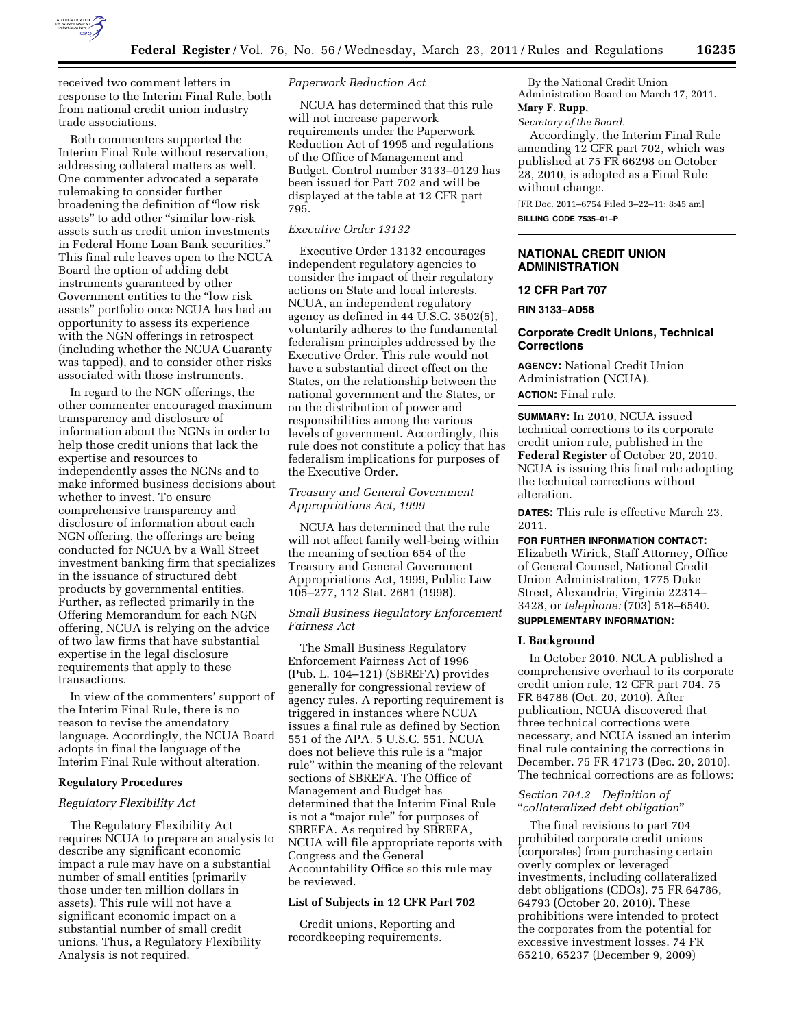received two comment letters in response to the Interim Final Rule, both from national credit union industry trade associations.

Both commenters supported the Interim Final Rule without reservation, addressing collateral matters as well. One commenter advocated a separate rulemaking to consider further broadening the definition of "low risk assets" to add other "similar low-risk assets such as credit union investments in Federal Home Loan Bank securities." This final rule leaves open to the NCUA Board the option of adding debt instruments guaranteed by other Government entities to the "low risk assets" portfolio once NCUA has had an opportunity to assess its experience with the NGN offerings in retrospect (including whether the NCUA Guaranty was tapped), and to consider other risks associated with those instruments.

In regard to the NGN offerings, the other commenter encouraged maximum transparency and disclosure of information about the NGNs in order to help those credit unions that lack the expertise and resources to independently asses the NGNs and to make informed business decisions about whether to invest. To ensure comprehensive transparency and disclosure of information about each NGN offering, the offerings are being conducted for NCUA by a Wall Street investment banking firm that specializes in the issuance of structured debt products by governmental entities. Further, as reflected primarily in the Offering Memorandum for each NGN offering, NCUA is relying on the advice of two law firms that have substantial expertise in the legal disclosure requirements that apply to these transactions.

In view of the commenters' support of the Interim Final Rule, there is no reason to revise the amendatory language. Accordingly, the NCUA Board adopts in final the language of the Interim Final Rule without alteration.

## Regulatory Procedures

### *Regulatory Flexibility Act*

The Regulatory Flexibility Act requires NCUA to prepare an analysis to describe any significant economic impact a rule may have on a substantial number of small entities (primarily those under ten million dollars in assets). This rule will not have a significant economic impact on a substantial number of small credit unions. Thus, a Regulatory Flexibility Analysis is not required.

### *Paperwork Reduction Act*

NCUA has determined that this rule will not increase paperwork requirements under the Paperwork Reduction Act of 1995 and regulations of the Office of Management and Budget. Control number 3133–0129 has been issued for Part 702 and will be displayed at the table at 12 CFR part 795.

### *Executive Order 13132*

Executive Order 13132 encourages independent regulatory agencies to consider the impact of their regulatory actions on State and local interests. NCUA, an independent regulatory agency as defined in 44 U.S.C. 3502(5), voluntarily adheres to the fundamental federalism principles addressed by the Executive Order. This rule would not have a substantial direct effect on the States, on the relationship between the national government and the States, or on the distribution of power and responsibilities among the various levels of government. Accordingly, this rule does not constitute a policy that has federalism implications for purposes of the Executive Order.

### *Treasury and General Government Appropriations Act, 1999*

NCUA has determined that the rule will not affect family well-being within the meaning of section 654 of the Treasury and General Government Appropriations Act, 1999, Public Law 105–277, 112 Stat. 2681 (1998).

### *Small Business Regulatory Enforcement Fairness Act*

The Small Business Regulatory Enforcement Fairness Act of 1996 (Pub. L. 104–121) (SBREFA) provides generally for congressional review of agency rules. A reporting requirement is triggered in instances where NCUA issues a final rule as defined by Section 551 of the APA. 5 U.S.C. 551. NCUA does not believe this rule is a "major rule" within the meaning of the relevant sections of SBREFA. The Office of Management and Budget has determined that the Interim Final Rule is not a "major rule" for purposes of SBREFA. As required by SBREFA, NCUA will file appropriate reports with Congress and the General Accountability Office so this rule may be reviewed.

## List of Subjects in 12 CFR Part 702

Credit unions, Reporting and recordkeeping requirements.

By the National Credit Union Administration Board on March 17, 2011.

**Mary F. Rupp,**

*Secretary of the Board.*

Accordingly, the Interim Final Rule amending 12 CFR part 702, which was published at 75 FR 66298 on October 28, 2010, is adopted as a Final Rule without change.

[FR Doc. 2011–6754 Filed 3–22–11; 8:45 am]

**BILLING CODE 7535–01–P**

# NATIONAL CREDIT UNION ADMINISTRATION

## 12 CFR Part 707

**RIN 3133–AD58**

## Corporate Credit Unions, Technical Corrections

**AGENCY:** National Credit Union Administration (NCUA).

**ACTION:** Final rule.

**SUMMARY:** In 2010, NCUA issued technical corrections to its corporate credit union rule, published in the **Federal Register** of October 20, 2010. NCUA is issuing this final rule adopting the technical corrections without alteration.

**DATES:** This rule is effective March 23, 2011.

**FOR FURTHER INFORMATION CONTACT:** Elizabeth Wirick, Staff Attorney, Office of General Counsel, National Credit Union Administration, 1775 Duke Street, Alexandria, Virginia 22314–3428, or *telephone:* (703) 518–6540.

**SUPPLEMENTARY INFORMATION:**

## I. Background

In October 2010, NCUA published a comprehensive overhaul to its corporate credit union rule, 12 CFR part 704. 75 FR 64786 (Oct. 20, 2010). After publication, NCUA discovered that three technical corrections were necessary, and NCUA issued an interim final rule containing the corrections in December. 75 FR 47173 (Dec. 20, 2010). The technical corrections are as follows:

### *Section 704.2 Definition of "collateralized debt obligation"*

The final revisions to part 704 prohibited corporate credit unions (corporates) from purchasing certain overly complex or leveraged investments, including collateralized debt obligations (CDOs). 75 FR 64786, 64793 (October 20, 2010). These prohibitions were intended to protect the corporates from the potential for excessive investment losses. 74 FR 65210, 65237 (December 9, 2009)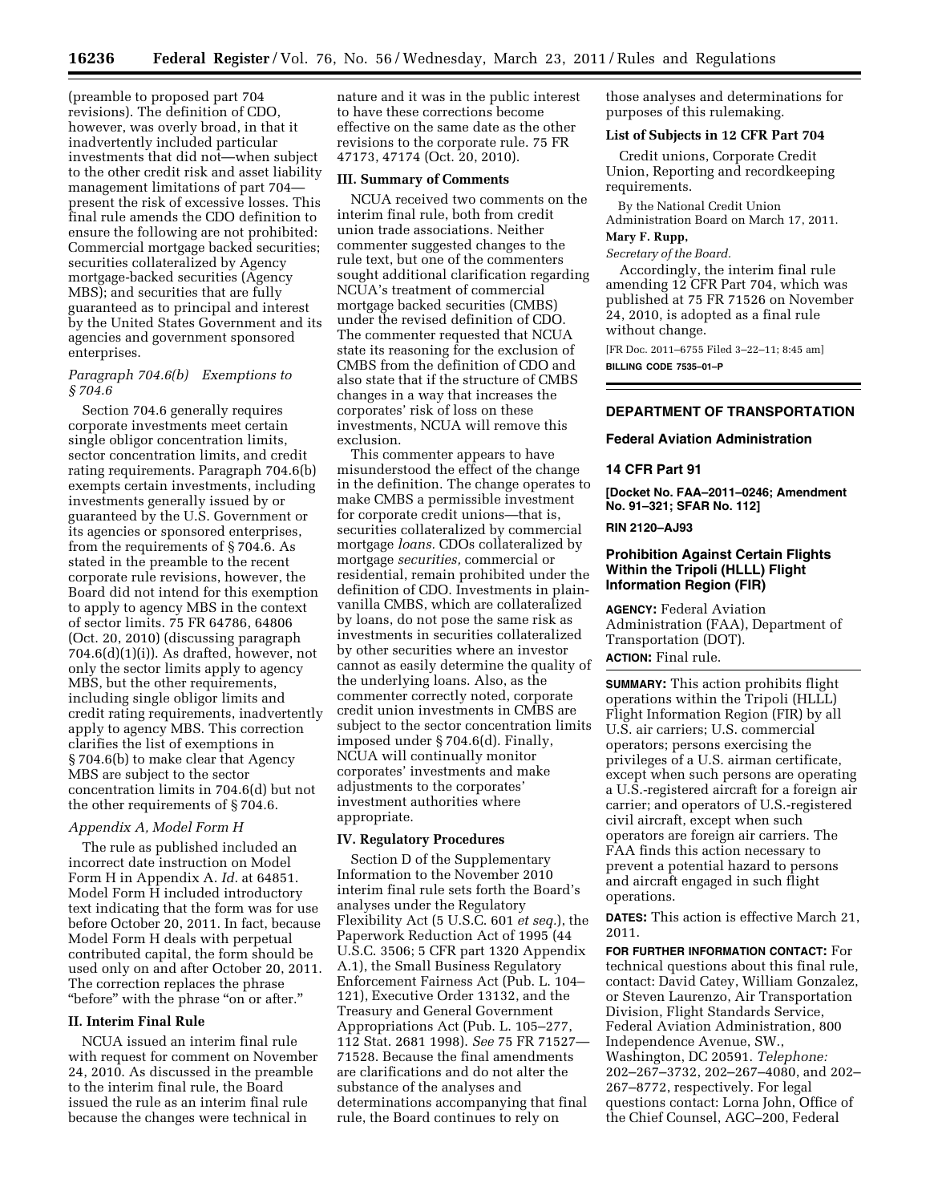(preamble to proposed part 704 revisions). The definition of CDO, however, was overly broad, in that it inadvertently included particular investments that did not—when subject to the other credit risk and asset liability management limitations of part 704—present the risk of excessive losses. This final rule amends the CDO definition to ensure the following are not prohibited: Commercial mortgage backed securities; securities collateralized by Agency mortgage-backed securities (Agency MBS); and securities that are fully guaranteed as to principal and interest by the United States Government and its agencies and government sponsored enterprises.

*Paragraph 704.6(b) Exemptions to § 704.6*

Section 704.6 generally requires corporate investments meet certain single obligor concentration limits, sector concentration limits, and credit rating requirements. Paragraph 704.6(b) exempts certain investments, including investments generally issued by or guaranteed by the U.S. Government or its agencies or sponsored enterprises, from the requirements of § 704.6. As stated in the preamble to the recent corporate rule revisions, however, the Board did not intend for this exemption to apply to agency MBS in the context of sector limits. 75 FR 64786, 64806 (Oct. 20, 2010) (discussing paragraph 704.6(d)(1)(i)). As drafted, however, not only the sector limits apply to agency MBS, but the other requirements, including single obligor limits and credit rating requirements, inadvertently apply to agency MBS. This correction clarifies the list of exemptions in § 704.6(b) to make clear that Agency MBS are subject to the sector concentration limits in 704.6(d) but not the other requirements of § 704.6.

*Appendix A, Model Form H*

The rule as published included an incorrect date instruction on Model Form H in Appendix A. *Id.* at 64851. Model Form H included introductory text indicating that the form was for use before October 20, 2011. In fact, because Model Form H deals with perpetual contributed capital, the form should be used only on and after October 20, 2011. The correction replaces the phrase "before" with the phrase "on or after."

**II. Interim Final Rule**

NCUA issued an interim final rule with request for comment on November 24, 2010. As discussed in the preamble to the interim final rule, the Board issued the rule as an interim final rule because the changes were technical in nature and it was in the public interest to have these corrections become effective on the same date as the other revisions to the corporate rule. 75 FR 47173, 47174 (Oct. 20, 2010).

**III. Summary of Comments**

NCUA received two comments on the interim final rule, both from credit union trade associations. Neither commenter suggested changes to the rule text, but one of the commenters sought additional clarification regarding NCUA's treatment of commercial mortgage backed securities (CMBS) under the revised definition of CDO. The commenter requested that NCUA state its reasoning for the exclusion of CMBS from the definition of CDO and also state that if the structure of CMBS changes in a way that increases the corporates' risk of loss on these investments, NCUA will remove this exclusion.

This commenter appears to have misunderstood the effect of the change in the definition. The change operates to make CMBS a permissible investment for corporate credit unions—that is, securities collateralized by commercial mortgage *loans.* CDOs collateralized by mortgage *securities,* commercial or residential, remain prohibited under the definition of CDO. Investments in plain-vanilla CMBS, which are collateralized by loans, do not pose the same risk as investments in securities collateralized by other securities where an investor cannot as easily determine the quality of the underlying loans. Also, as the commenter correctly noted, corporate credit union investments in CMBS are subject to the sector concentration limits imposed under § 704.6(d). Finally, NCUA will continually monitor corporates' investments and make adjustments to the corporates' investment authorities where appropriate.

**IV. Regulatory Procedures**

Section D of the Supplementary Information to the November 2010 interim final rule sets forth the Board's analyses under the Regulatory Flexibility Act (5 U.S.C. 601 *et seq.*), the Paperwork Reduction Act of 1995 (44 U.S.C. 3506; 5 CFR part 1320 Appendix A.1), the Small Business Regulatory Enforcement Fairness Act (Pub. L. 104–121), Executive Order 13132, and the Treasury and General Government Appropriations Act (Pub. L. 105–277, 112 Stat. 2681 1998). *See* 75 FR 71527—71528. Because the final amendments are clarifications and do not alter the substance of the analyses and determinations accompanying that final rule, the Board continues to rely on those analyses and determinations for purposes of this rulemaking.

**List of Subjects in 12 CFR Part 704**

Credit unions, Corporate Credit Union, Reporting and recordkeeping requirements.

By the National Credit Union Administration Board on March 17, 2011.

**Mary F. Rupp,**

*Secretary of the Board.*

Accordingly, the interim final rule amending 12 CFR Part 704, which was published at 75 FR 71526 on November 24, 2010, is adopted as a final rule without change.

[FR Doc. 2011–6755 Filed 3–22–11; 8:45 am]

**BILLING CODE 7535–01–P**

---

## DEPARTMENT OF TRANSPORTATION

### Federal Aviation Administration

### 14 CFR Part 91

**[Docket No. FAA–2011–0246; Amendment No. 91–321; SFAR No. 112]**

**RIN 2120–AJ93**

## Prohibition Against Certain Flights Within the Tripoli (HLLL) Flight Information Region (FIR)

**AGENCY:** Federal Aviation Administration (FAA), Department of Transportation (DOT).

**ACTION:** Final rule.

**SUMMARY:** This action prohibits flight operations within the Tripoli (HLLL) Flight Information Region (FIR) by all U.S. air carriers; U.S. commercial operators; persons exercising the privileges of a U.S. airman certificate, except when such persons are operating a U.S.-registered aircraft for a foreign air carrier; and operators of U.S.-registered civil aircraft, except when such operators are foreign air carriers. The FAA finds this action necessary to prevent a potential hazard to persons and aircraft engaged in such flight operations.

**DATES:** This action is effective March 21, 2011.

**FOR FURTHER INFORMATION CONTACT:** For technical questions about this final rule, contact: David Catey, William Gonzalez, or Steven Laurenzo, Air Transportation Division, Flight Standards Service, Federal Aviation Administration, 800 Independence Avenue, SW., Washington, DC 20591. *Telephone:* 202–267–3732, 202–267–4080, and 202–267–8772, respectively. For legal questions contact: Lorna John, Office of the Chief Counsel, AGC–200, Federal